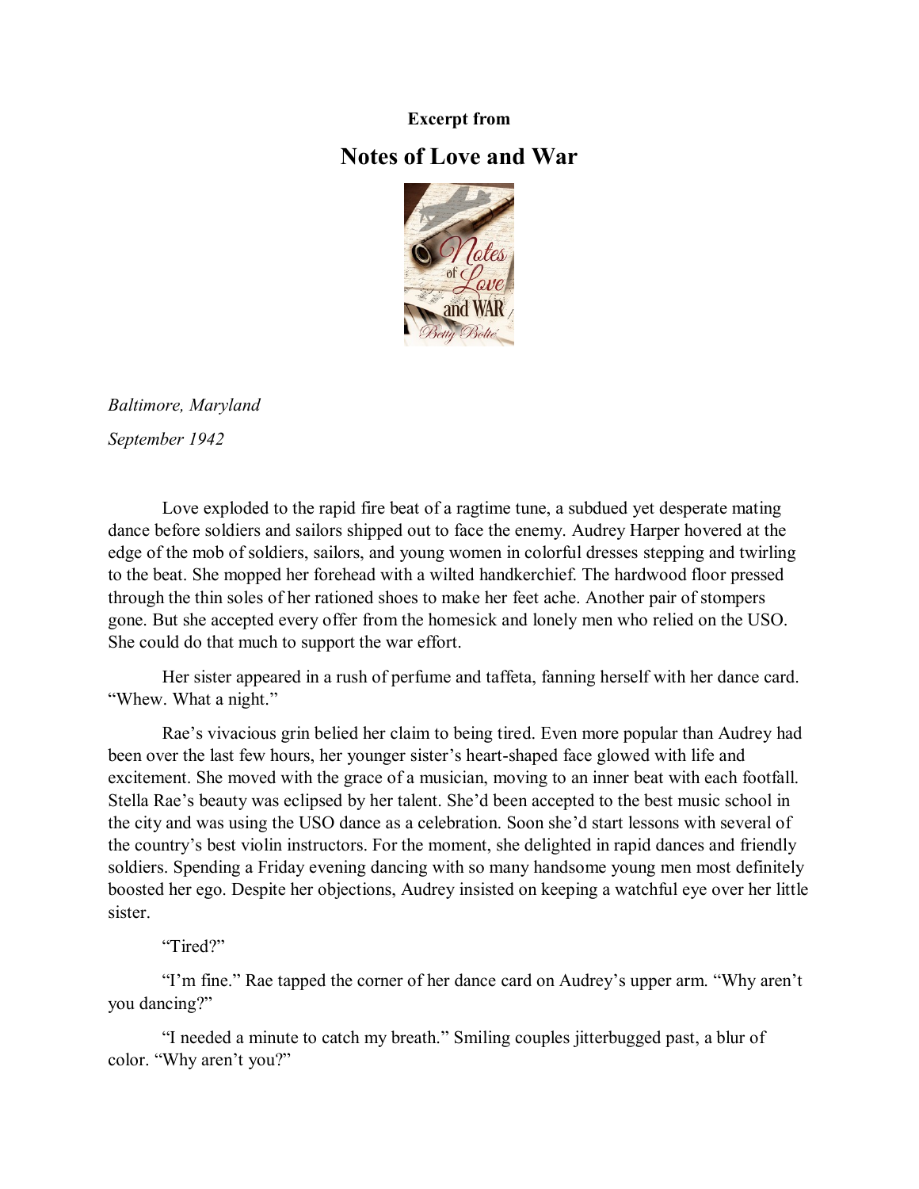**Excerpt from**

# Notes of Love and War

*Baltimore, Maryland*

*September 1942*

Love exploded to the rapid fire beat of a ragtime tune, a subdued yet desperate mating dance before soldiers and sailors shipped out to face the enemy. Audrey Harper hovered at the edge of the mob of soldiers, sailors, and young women in colorful dresses stepping and twirling to the beat. She mopped her forehead with a wilted handkerchief. The hardwood floor pressed through the thin soles of her rationed shoes to make her feet ache. Another pair of stompers gone. But she accepted every offer from the homesick and lonely men who relied on the USO. She could do that much to support the war effort.

Her sister appeared in a rush of perfume and taffeta, fanning herself with her dance card. "Whew. What a night."

Rae's vivacious grin belied her claim to being tired. Even more popular than Audrey had been over the last few hours, her younger sister's heart-shaped face glowed with life and excitement. She moved with the grace of a musician, moving to an inner beat with each footfall. Stella Rae's beauty was eclipsed by her talent. She'd been accepted to the best music school in the city and was using the USO dance as a celebration. Soon she'd start lessons with several of the country's best violin instructors. For the moment, she delighted in rapid dances and friendly soldiers. Spending a Friday evening dancing with so many handsome young men most definitely boosted her ego. Despite her objections, Audrey insisted on keeping a watchful eye over her little sister.

"Tired?"

"I'm fine." Rae tapped the corner of her dance card on Audrey's upper arm. "Why aren't you dancing?"

"I needed a minute to catch my breath." Smiling couples jitterbugged past, a blur of color. "Why aren't you?"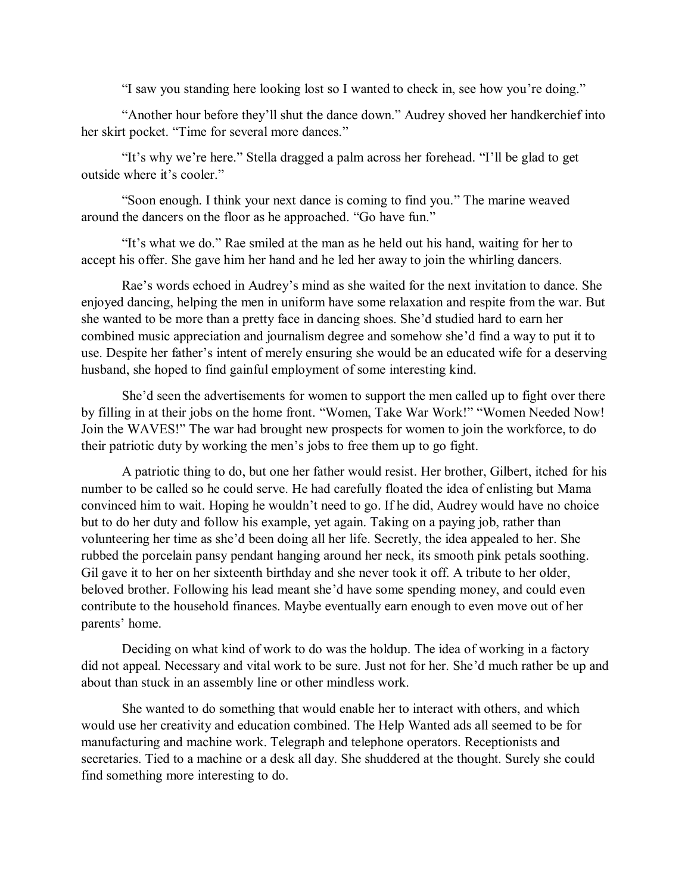"I saw you standing here looking lost so I wanted to check in, see how you're doing."

"Another hour before they'll shut the dance down." Audrey shoved her handkerchief into her skirt pocket. "Time for several more dances."

"It's why we're here." Stella dragged a palm across her forehead. "I'll be glad to get outside where it's cooler."

"Soon enough. I think your next dance is coming to find you." The marine weaved around the dancers on the floor as he approached. "Go have fun."

"It's what we do." Rae smiled at the man as he held out his hand, waiting for her to accept his offer. She gave him her hand and he led her away to join the whirling dancers.

Rae's words echoed in Audrey's mind as she waited for the next invitation to dance. She enjoyed dancing, helping the men in uniform have some relaxation and respite from the war. But she wanted to be more than a pretty face in dancing shoes. She'd studied hard to earn her combined music appreciation and journalism degree and somehow she'd find a way to put it to use. Despite her father's intent of merely ensuring she would be an educated wife for a deserving husband, she hoped to find gainful employment of some interesting kind.

She'd seen the advertisements for women to support the men called up to fight over there by filling in at their jobs on the home front. "Women, Take War Work!" "Women Needed Now! Join the WAVES!" The war had brought new prospects for women to join the workforce, to do their patriotic duty by working the men's jobs to free them up to go fight.

A patriotic thing to do, but one her father would resist. Her brother, Gilbert, itched for his number to be called so he could serve. He had carefully floated the idea of enlisting but Mama convinced him to wait. Hoping he wouldn't need to go. If he did, Audrey would have no choice but to do her duty and follow his example, yet again. Taking on a paying job, rather than volunteering her time as she'd been doing all her life. Secretly, the idea appealed to her. She rubbed the porcelain pansy pendant hanging around her neck, its smooth pink petals soothing. Gil gave it to her on her sixteenth birthday and she never took it off. A tribute to her older, beloved brother. Following his lead meant she'd have some spending money, and could even contribute to the household finances. Maybe eventually earn enough to even move out of her parents' home.

Deciding on what kind of work to do was the holdup. The idea of working in a factory did not appeal. Necessary and vital work to be sure. Just not for her. She'd much rather be up and about than stuck in an assembly line or other mindless work.

She wanted to do something that would enable her to interact with others, and which would use her creativity and education combined. The Help Wanted ads all seemed to be for manufacturing and machine work. Telegraph and telephone operators. Receptionists and secretaries. Tied to a machine or a desk all day. She shuddered at the thought. Surely she could find something more interesting to do.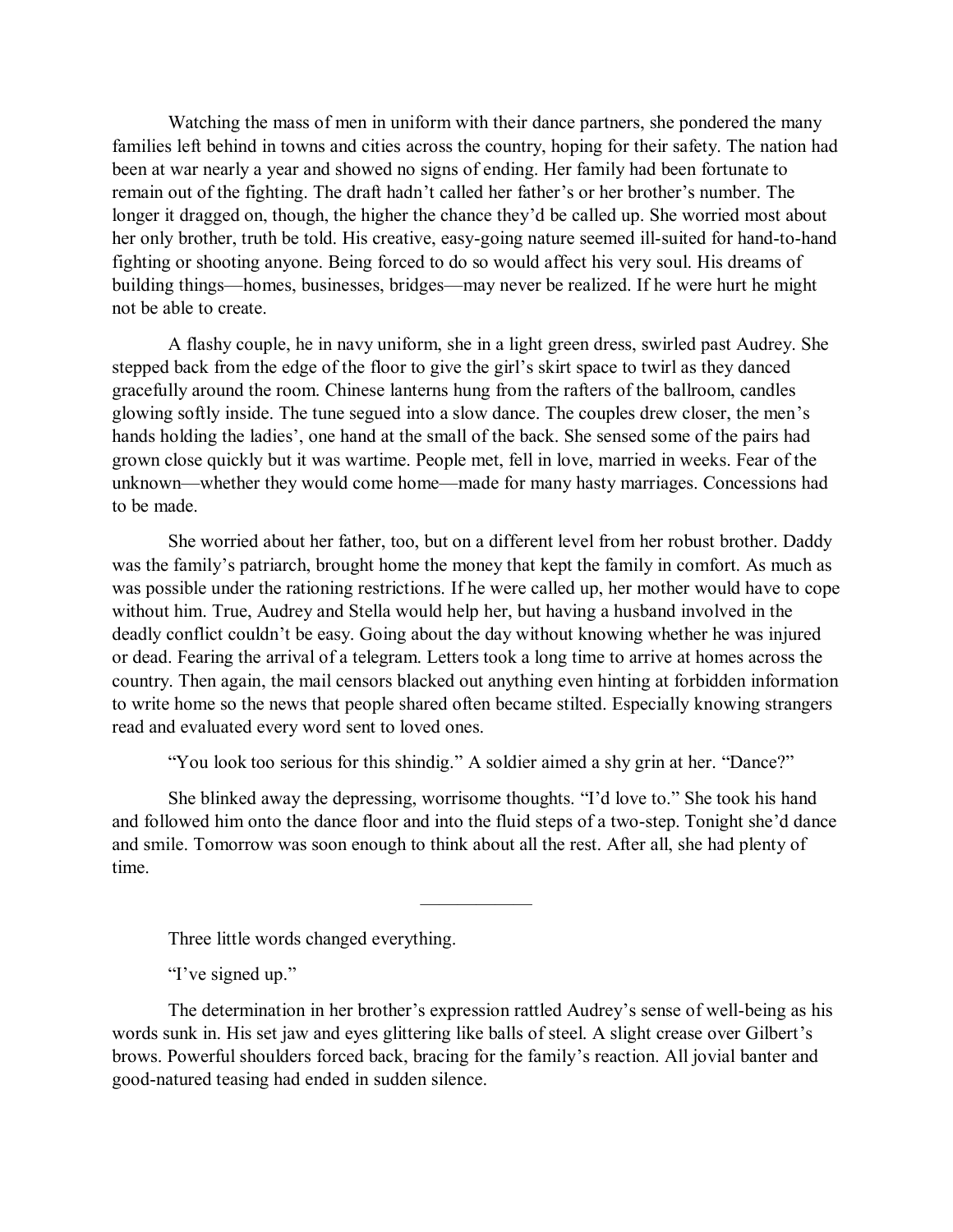Watching the mass of men in uniform with their dance partners, she pondered the many families left behind in towns and cities across the country, hoping for their safety. The nation had been at war nearly a year and showed no signs of ending. Her family had been fortunate to remain out of the fighting. The draft hadn't called her father's or her brother's number. The longer it dragged on, though, the higher the chance they'd be called up. She worried most about her only brother, truth be told. His creative, easy-going nature seemed ill-suited for hand-to-hand fighting or shooting anyone. Being forced to do so would affect his very soul. His dreams of building things—homes, businesses, bridges—may never be realized. If he were hurt he might not be able to create.

A flashy couple, he in navy uniform, she in a light green dress, swirled past Audrey. She stepped back from the edge of the floor to give the girl's skirt space to twirl as they danced gracefully around the room. Chinese lanterns hung from the rafters of the ballroom, candles glowing softly inside. The tune segued into a slow dance. The couples drew closer, the men's hands holding the ladies', one hand at the small of the back. She sensed some of the pairs had grown close quickly but it was wartime. People met, fell in love, married in weeks. Fear of the unknown—whether they would come home—made for many hasty marriages. Concessions had to be made.

She worried about her father, too, but on a different level from her robust brother. Daddy was the family's patriarch, brought home the money that kept the family in comfort. As much as was possible under the rationing restrictions. If he were called up, her mother would have to cope without him. True, Audrey and Stella would help her, but having a husband involved in the deadly conflict couldn't be easy. Going about the day without knowing whether he was injured or dead. Fearing the arrival of a telegram. Letters took a long time to arrive at homes across the country. Then again, the mail censors blacked out anything even hinting at forbidden information to write home so the news that people shared often became stilted. Especially knowing strangers read and evaluated every word sent to loved ones.

"You look too serious for this shindig." A soldier aimed a shy grin at her. "Dance?"

She blinked away the depressing, worrisome thoughts. "I'd love to." She took his hand and followed him onto the dance floor and into the fluid steps of a two-step. Tonight she'd dance and smile. Tomorrow was soon enough to think about all the rest. After all, she had plenty of time.

---

Three little words changed everything.

"I've signed up."

The determination in her brother's expression rattled Audrey's sense of well-being as his words sunk in. His set jaw and eyes glittering like balls of steel. A slight crease over Gilbert's brows. Powerful shoulders forced back, bracing for the family's reaction. All jovial banter and good-natured teasing had ended in sudden silence.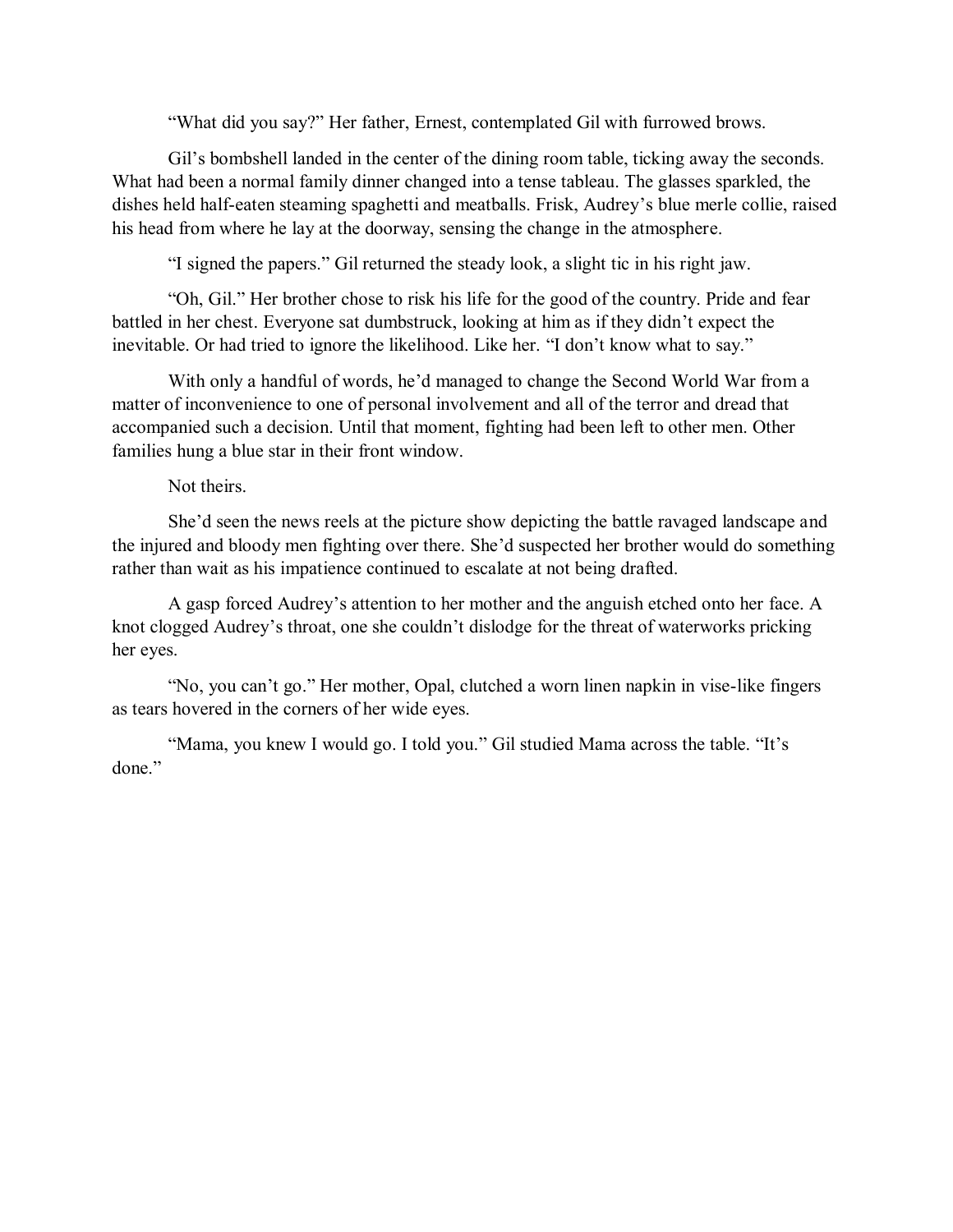"What did you say?" Her father, Ernest, contemplated Gil with furrowed brows.

Gil's bombshell landed in the center of the dining room table, ticking away the seconds. What had been a normal family dinner changed into a tense tableau. The glasses sparkled, the dishes held half-eaten steaming spaghetti and meatballs. Frisk, Audrey's blue merle collie, raised his head from where he lay at the doorway, sensing the change in the atmosphere.

"I signed the papers." Gil returned the steady look, a slight tic in his right jaw.

"Oh, Gil." Her brother chose to risk his life for the good of the country. Pride and fear battled in her chest. Everyone sat dumbstruck, looking at him as if they didn't expect the inevitable. Or had tried to ignore the likelihood. Like her. "I don't know what to say."

With only a handful of words, he'd managed to change the Second World War from a matter of inconvenience to one of personal involvement and all of the terror and dread that accompanied such a decision. Until that moment, fighting had been left to other men. Other families hung a blue star in their front window.

Not theirs.

She'd seen the news reels at the picture show depicting the battle ravaged landscape and the injured and bloody men fighting over there. She'd suspected her brother would do something rather than wait as his impatience continued to escalate at not being drafted.

A gasp forced Audrey's attention to her mother and the anguish etched onto her face. A knot clogged Audrey's throat, one she couldn't dislodge for the threat of waterworks pricking her eyes.

"No, you can't go." Her mother, Opal, clutched a worn linen napkin in vise-like fingers as tears hovered in the corners of her wide eyes.

"Mama, you knew I would go. I told you." Gil studied Mama across the table. "It's done."